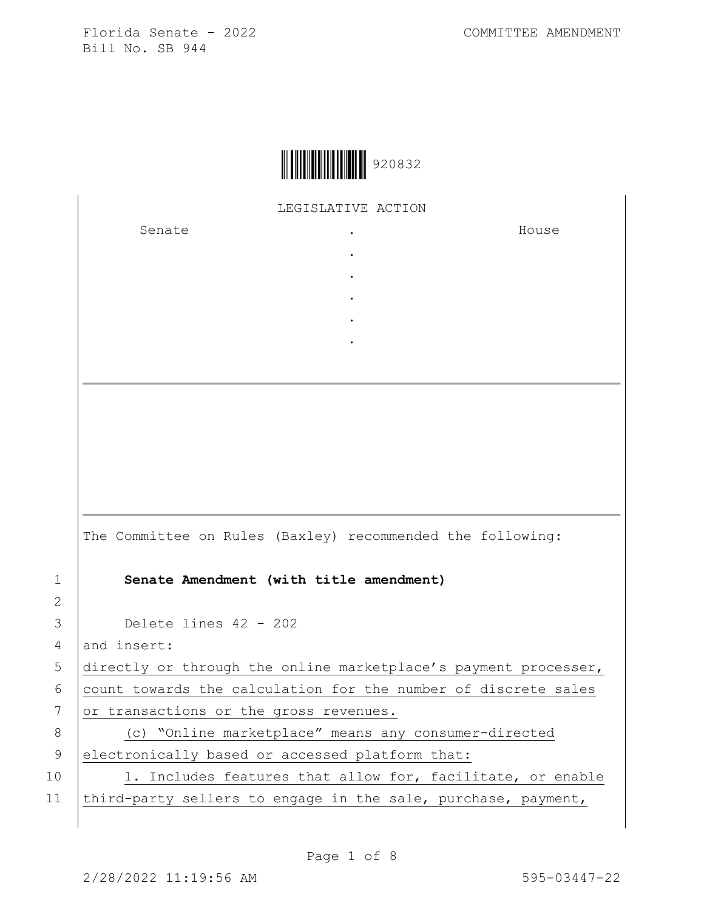Florida Senate - 2022
Bill No. SB 944

COMMITTEE AMENDMENT

920832

LEGISLATIVE ACTION

| Senate | . | House |
|---|---|---|
| | . | |
| | . | |
| | . | |
| | . | |
| | . | |

The Committee on Rules (Baxley) recommended the following:

1 **Senate Amendment (with title amendment)**

2

3 Delete lines 42 - 202

4 and insert:

5 directly or through the online marketplace's payment processer,

6 count towards the calculation for the number of discrete sales

7 or transactions or the gross revenues.

8 (c) "Online marketplace" means any consumer-directed

9 electronically based or accessed platform that:

10 1. Includes features that allow for, facilitate, or enable

11 third-party sellers to engage in the sale, purchase, payment,

2/28/2022 11:19:56 AM

595-03447-22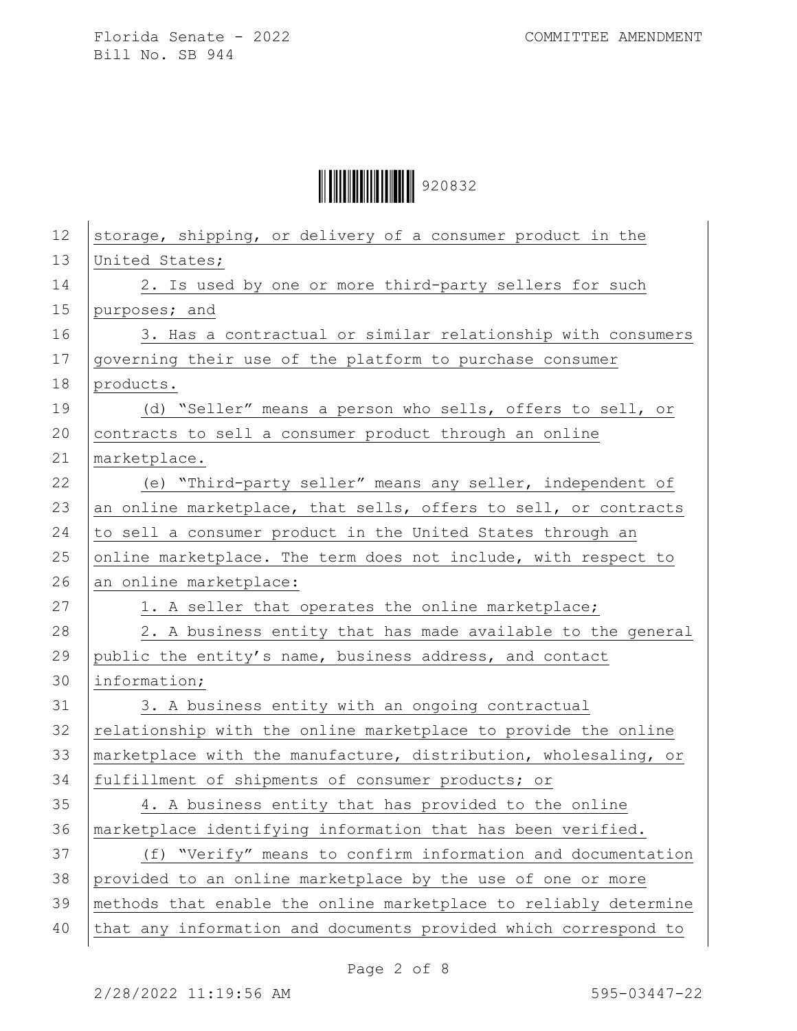storage, shipping, or delivery of a consumer product in the United States;

2. Is used by one or more third-party sellers for such purposes; and

3. Has a contractual or similar relationship with consumers governing their use of the platform to purchase consumer products.

(d) "Seller" means a person who sells, offers to sell, or contracts to sell a consumer product through an online marketplace.

(e) "Third-party seller" means any seller, independent of an online marketplace, that sells, offers to sell, or contracts to sell a consumer product in the United States through an online marketplace. The term does not include, with respect to an online marketplace:

1. A seller that operates the online marketplace;

2. A business entity that has made available to the general public the entity's name, business address, and contact information;

3. A business entity with an ongoing contractual relationship with the online marketplace to provide the online marketplace with the manufacture, distribution, wholesaling, or fulfillment of shipments of consumer products; or

4. A business entity that has provided to the online marketplace identifying information that has been verified.

(f) "Verify" means to confirm information and documentation provided to an online marketplace by the use of one or more methods that enable the online marketplace to reliably determine that any information and documents provided which correspond to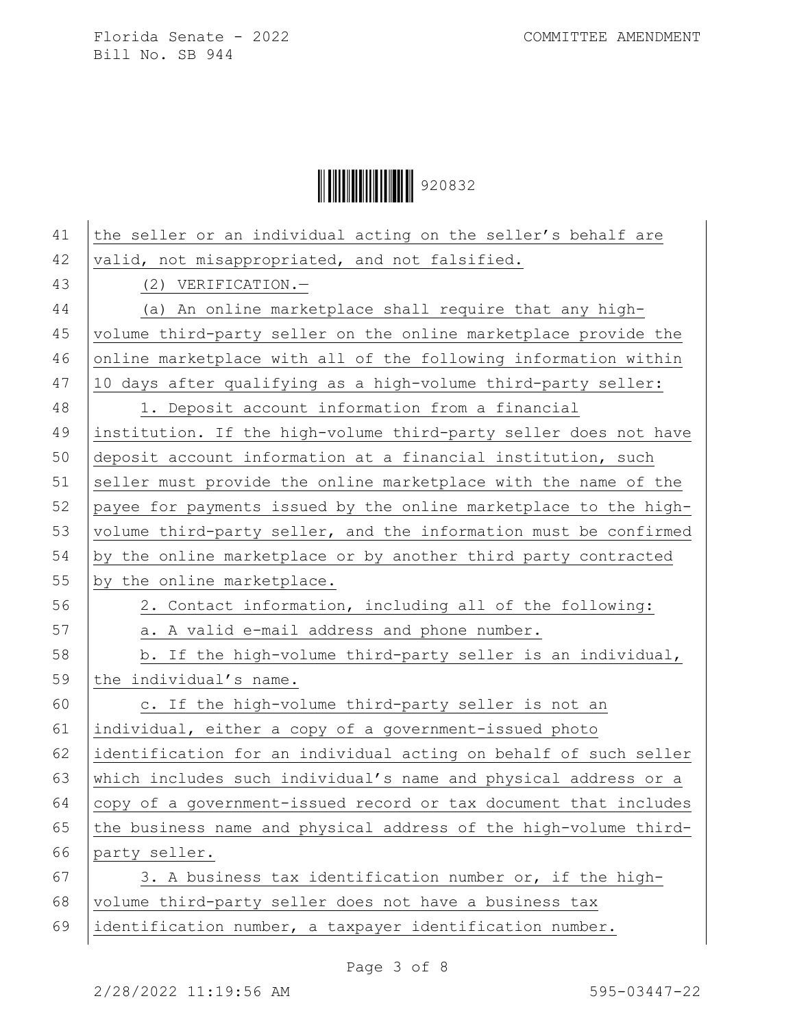the seller or an individual acting on the seller's behalf are valid, not misappropriated, and not falsified.

(2) VERIFICATION.—

(a) An online marketplace shall require that any high-volume third-party seller on the online marketplace provide the online marketplace with all of the following information within 10 days after qualifying as a high-volume third-party seller:

1. Deposit account information from a financial institution. If the high-volume third-party seller does not have deposit account information at a financial institution, such seller must provide the online marketplace with the name of the payee for payments issued by the online marketplace to the high-volume third-party seller, and the information must be confirmed by the online marketplace or by another third party contracted by the online marketplace.

2. Contact information, including all of the following:

a. A valid e-mail address and phone number.

b. If the high-volume third-party seller is an individual, the individual's name.

c. If the high-volume third-party seller is not an individual, either a copy of a government-issued photo identification for an individual acting on behalf of such seller which includes such individual's name and physical address or a copy of a government-issued record or tax document that includes the business name and physical address of the high-volume third-party seller.

3. A business tax identification number or, if the high-volume third-party seller does not have a business tax identification number, a taxpayer identification number.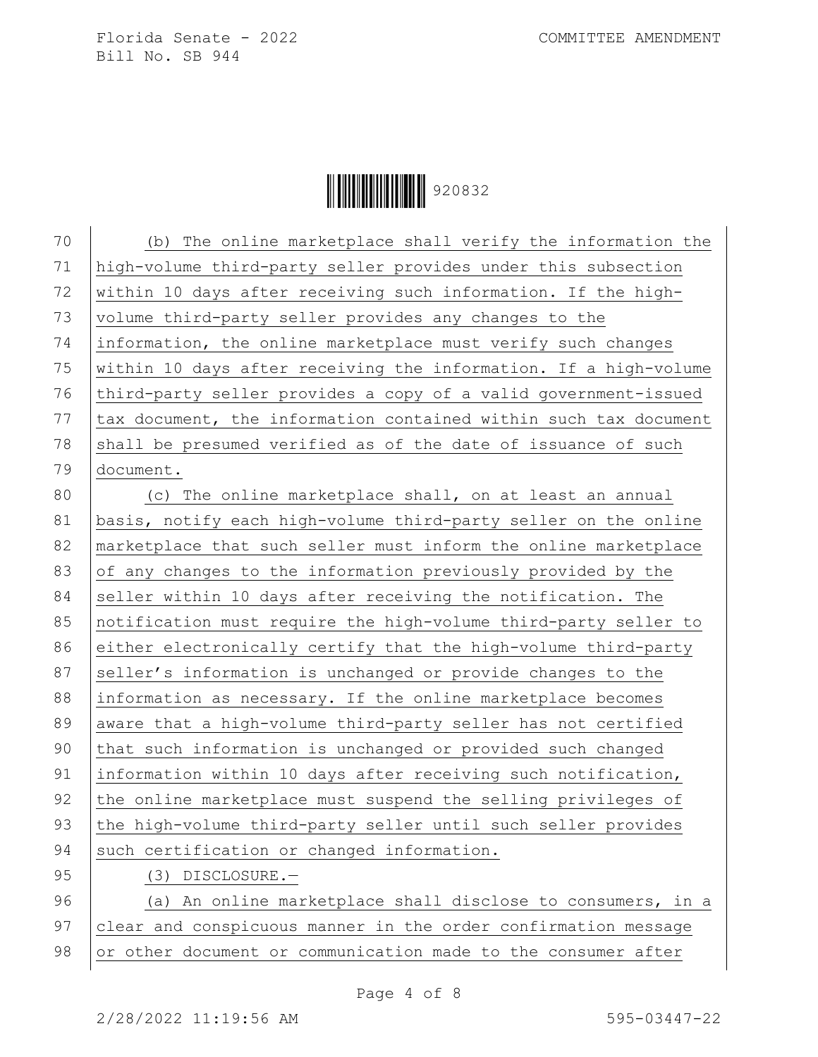(b) The online marketplace shall verify the information the high-volume third-party seller provides under this subsection within 10 days after receiving such information. If the high-volume third-party seller provides any changes to the information, the online marketplace must verify such changes within 10 days after receiving the information. If a high-volume third-party seller provides a copy of a valid government-issued tax document, the information contained within such tax document shall be presumed verified as of the date of issuance of such document.

(c) The online marketplace shall, on at least an annual basis, notify each high-volume third-party seller on the online marketplace that such seller must inform the online marketplace of any changes to the information previously provided by the seller within 10 days after receiving the notification. The notification must require the high-volume third-party seller to either electronically certify that the high-volume third-party seller's information is unchanged or provide changes to the information as necessary. If the online marketplace becomes aware that a high-volume third-party seller has not certified that such information is unchanged or provided such changed information within 10 days after receiving such notification, the online marketplace must suspend the selling privileges of the high-volume third-party seller until such seller provides such certification or changed information.

(3) DISCLOSURE.—

(a) An online marketplace shall disclose to consumers, in a clear and conspicuous manner in the order confirmation message or other document or communication made to the consumer after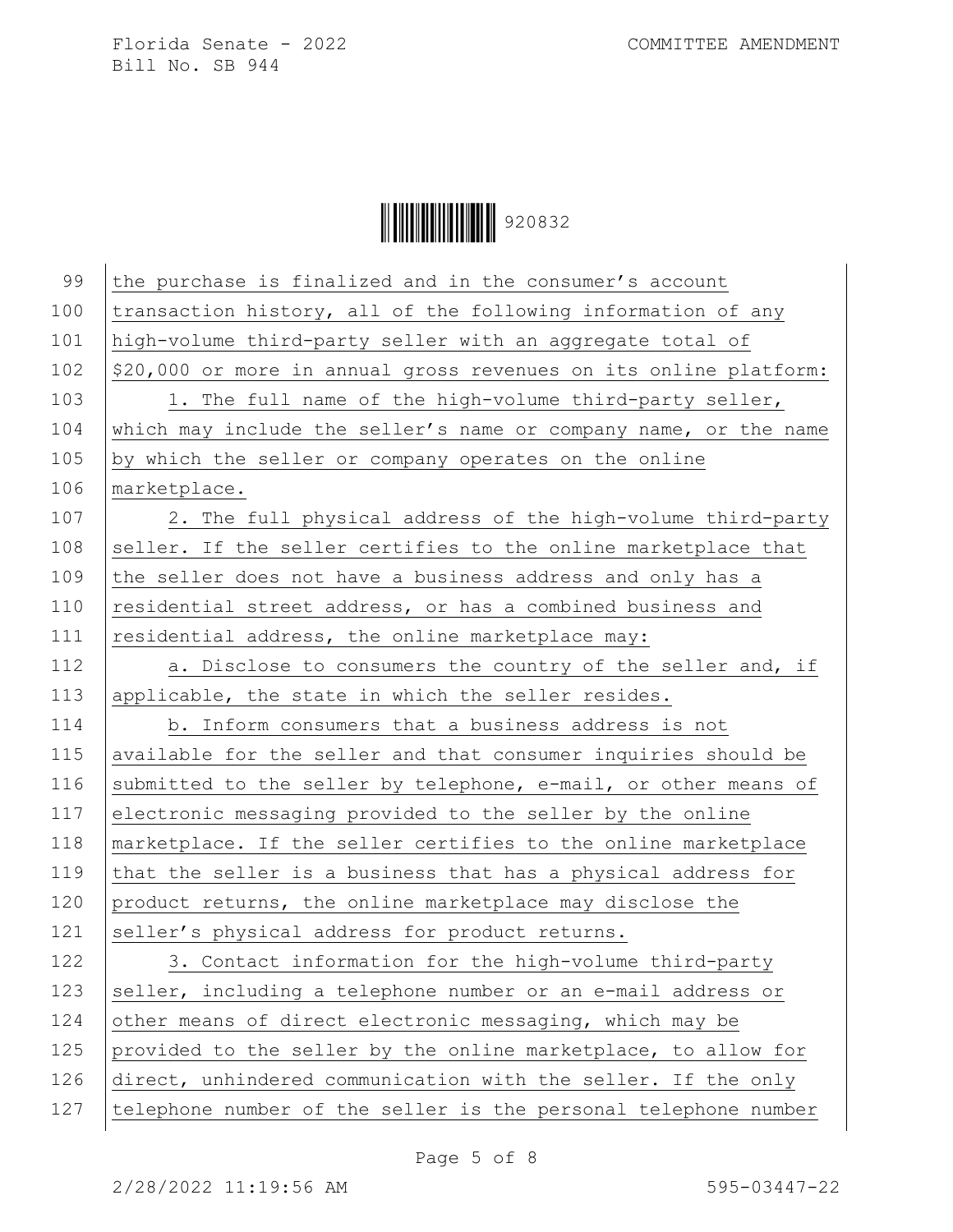the purchase is finalized and in the consumer's account transaction history, all of the following information of any high-volume third-party seller with an aggregate total of $20,000 or more in annual gross revenues on its online platform:

1. The full name of the high-volume third-party seller, which may include the seller's name or company name, or the name by which the seller or company operates on the online marketplace.

2. The full physical address of the high-volume third-party seller. If the seller certifies to the online marketplace that the seller does not have a business address and only has a residential street address, or has a combined business and residential address, the online marketplace may:

a. Disclose to consumers the country of the seller and, if applicable, the state in which the seller resides.

b. Inform consumers that a business address is not available for the seller and that consumer inquiries should be submitted to the seller by telephone, e-mail, or other means of electronic messaging provided to the seller by the online marketplace. If the seller certifies to the online marketplace that the seller is a business that has a physical address for product returns, the online marketplace may disclose the seller's physical address for product returns.

3. Contact information for the high-volume third-party seller, including a telephone number or an e-mail address or other means of direct electronic messaging, which may be provided to the seller by the online marketplace, to allow for direct, unhindered communication with the seller. If the only telephone number of the seller is the personal telephone number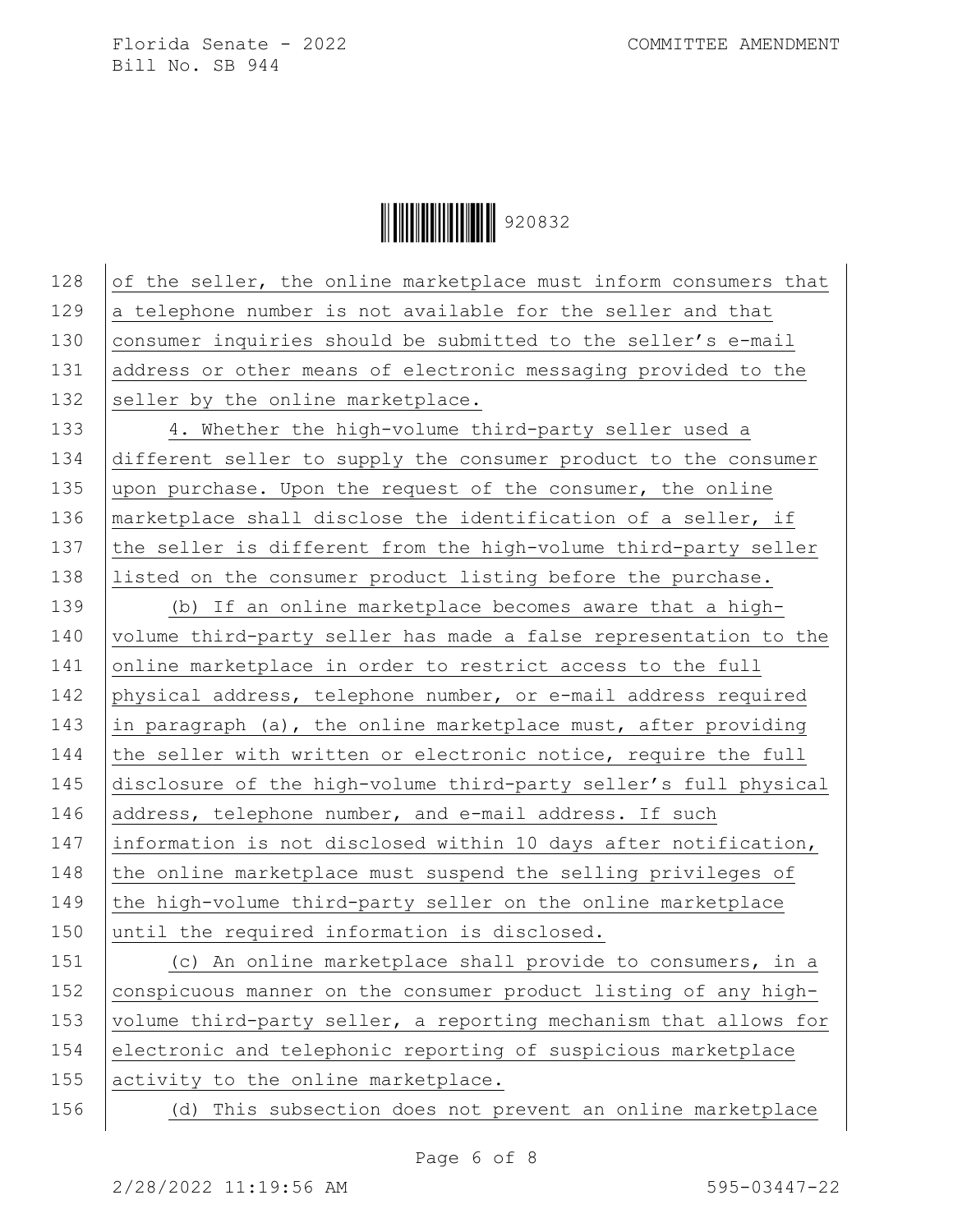of the seller, the online marketplace must inform consumers that a telephone number is not available for the seller and that consumer inquiries should be submitted to the seller's e-mail address or other means of electronic messaging provided to the seller by the online marketplace.

4. Whether the high-volume third-party seller used a different seller to supply the consumer product to the consumer upon purchase. Upon the request of the consumer, the online marketplace shall disclose the identification of a seller, if the seller is different from the high-volume third-party seller listed on the consumer product listing before the purchase.

(b) If an online marketplace becomes aware that a high-volume third-party seller has made a false representation to the online marketplace in order to restrict access to the full physical address, telephone number, or e-mail address required in paragraph (a), the online marketplace must, after providing the seller with written or electronic notice, require the full disclosure of the high-volume third-party seller's full physical address, telephone number, and e-mail address. If such information is not disclosed within 10 days after notification, the online marketplace must suspend the selling privileges of the high-volume third-party seller on the online marketplace until the required information is disclosed.

(c) An online marketplace shall provide to consumers, in a conspicuous manner on the consumer product listing of any high-volume third-party seller, a reporting mechanism that allows for electronic and telephonic reporting of suspicious marketplace activity to the online marketplace.

(d) This subsection does not prevent an online marketplace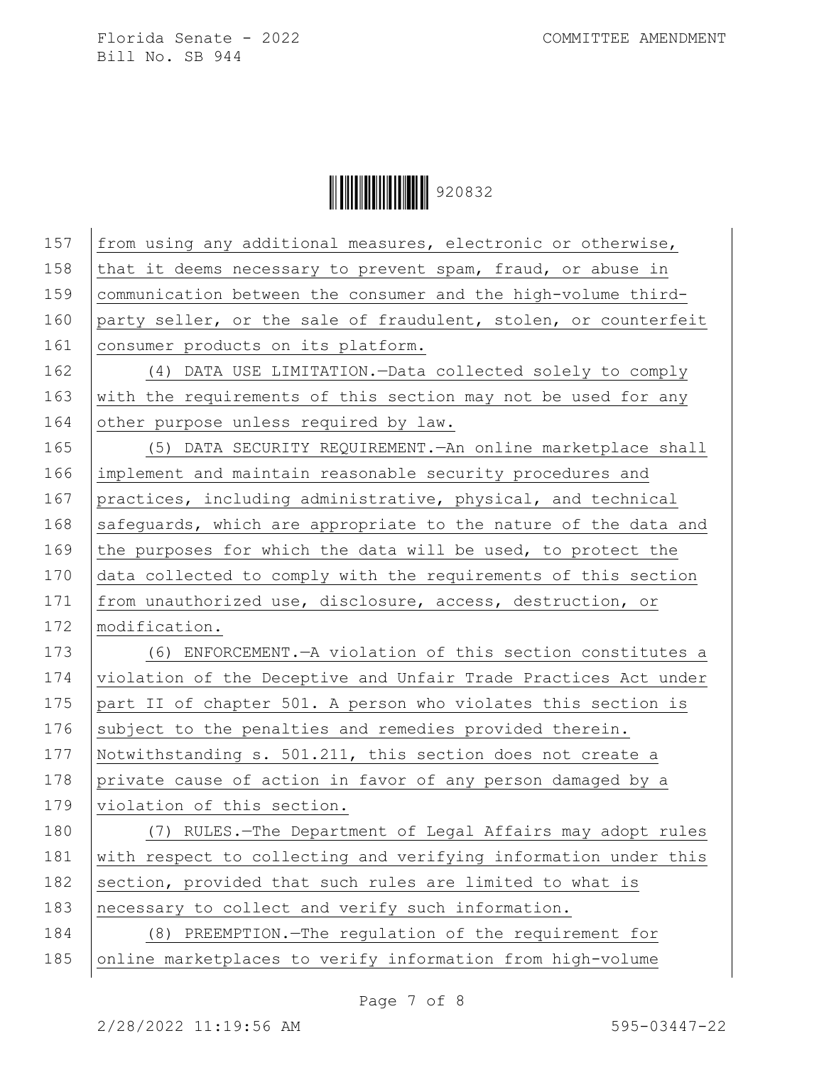from using any additional measures, electronic or otherwise, that it deems necessary to prevent spam, fraud, or abuse in communication between the consumer and the high-volume third-party seller, or the sale of fraudulent, stolen, or counterfeit consumer products on its platform.

(4) DATA USE LIMITATION.—Data collected solely to comply with the requirements of this section may not be used for any other purpose unless required by law.

(5) DATA SECURITY REQUIREMENT.—An online marketplace shall implement and maintain reasonable security procedures and practices, including administrative, physical, and technical safeguards, which are appropriate to the nature of the data and the purposes for which the data will be used, to protect the data collected to comply with the requirements of this section from unauthorized use, disclosure, access, destruction, or modification.

(6) ENFORCEMENT.—A violation of this section constitutes a violation of the Deceptive and Unfair Trade Practices Act under part II of chapter 501. A person who violates this section is subject to the penalties and remedies provided therein. Notwithstanding s. 501.211, this section does not create a private cause of action in favor of any person damaged by a violation of this section.

(7) RULES.—The Department of Legal Affairs may adopt rules with respect to collecting and verifying information under this section, provided that such rules are limited to what is necessary to collect and verify such information.

(8) PREEMPTION.—The regulation of the requirement for online marketplaces to verify information from high-volume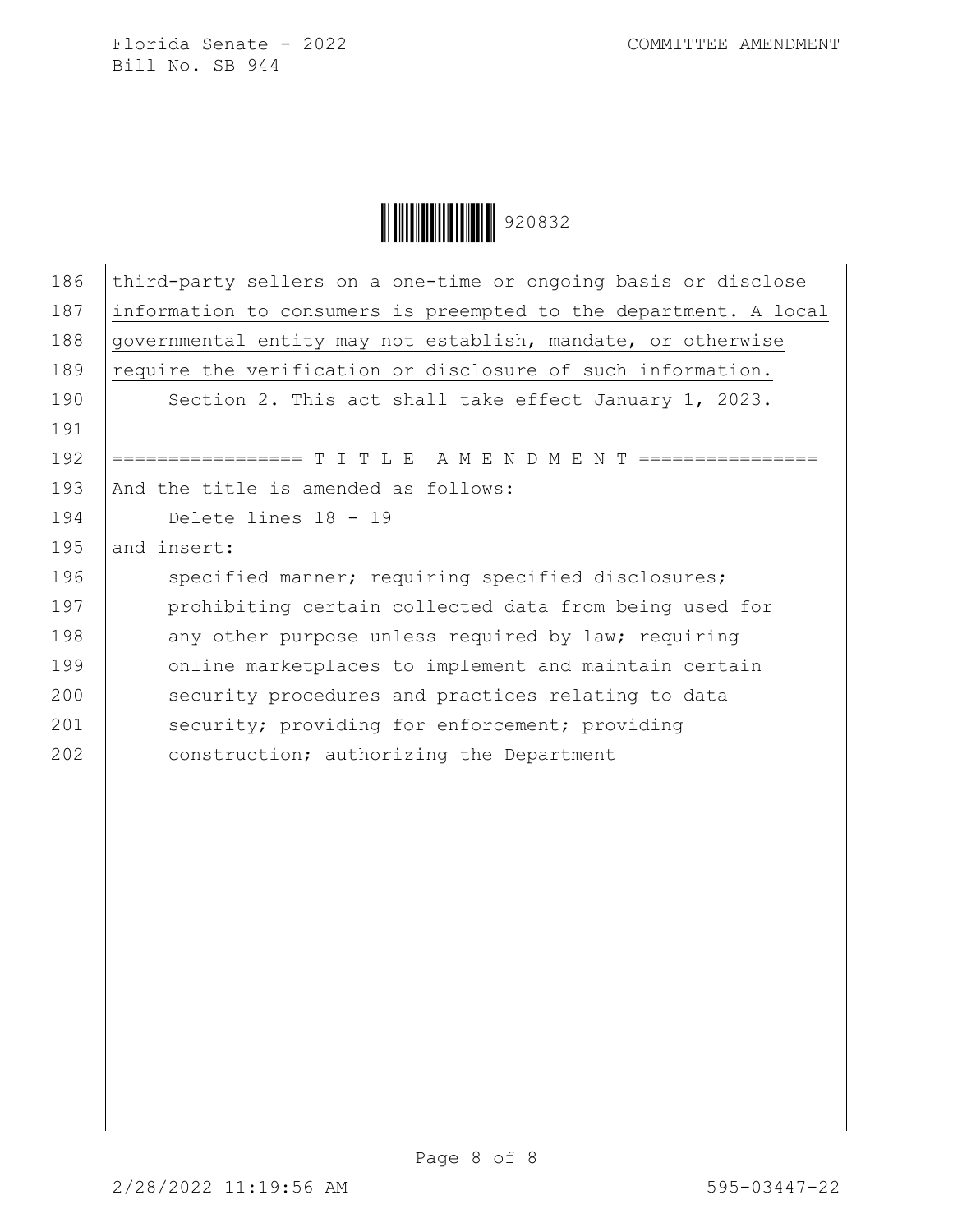third-party sellers on a one-time or ongoing basis or disclose information to consumers is preempted to the department. A local governmental entity may not establish, mandate, or otherwise require the verification or disclosure of such information.

Section 2. This act shall take effect January 1, 2023.

================= T I T L E A M E N D M E N T ================

And the title is amended as follows:

Delete lines 18 - 19

and insert:

specified manner; requiring specified disclosures; prohibiting certain collected data from being used for any other purpose unless required by law; requiring online marketplaces to implement and maintain certain security procedures and practices relating to data security; providing for enforcement; providing construction; authorizing the Department